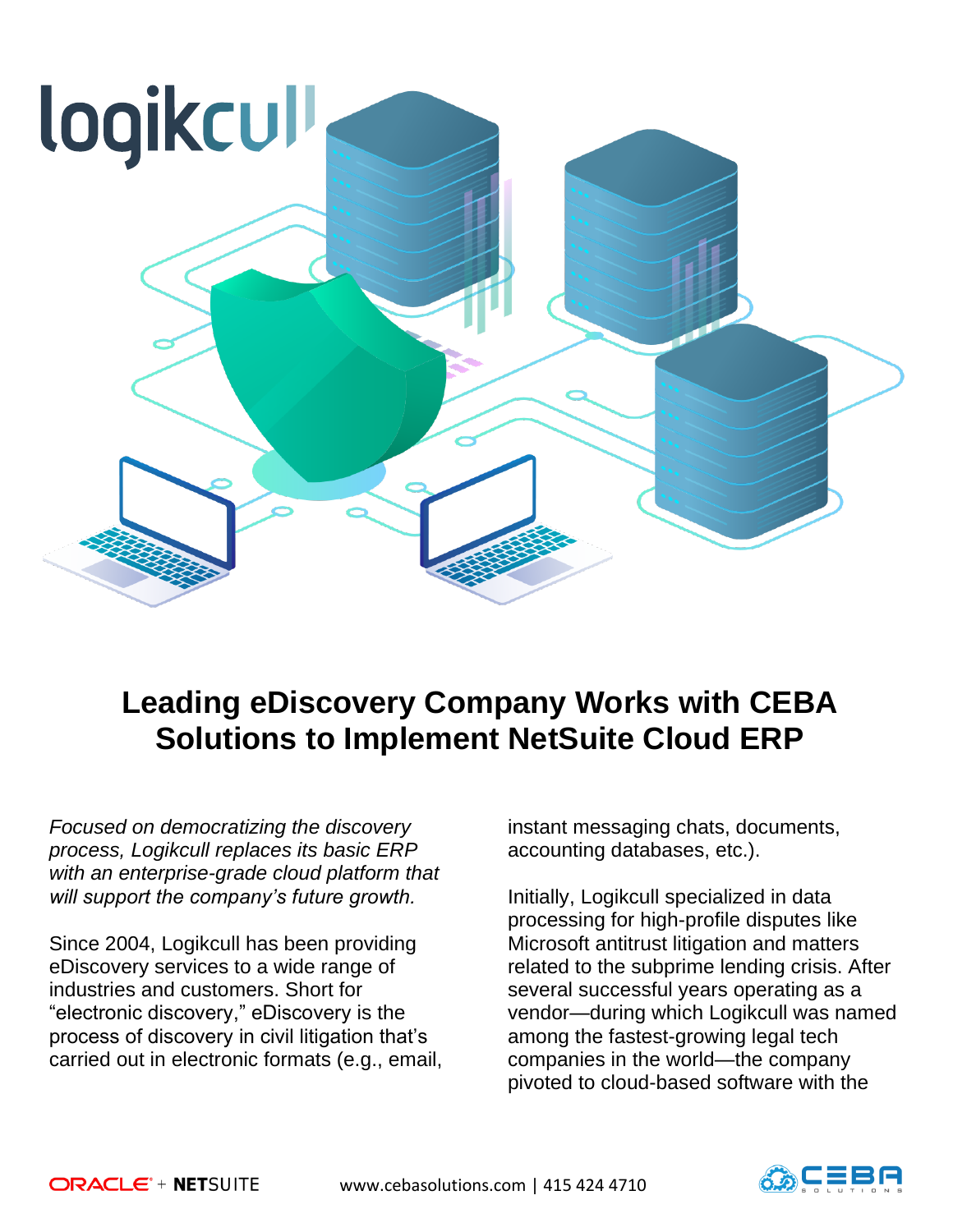# Leading eDiscovery Company Works with CEBA Solutions to Implement NetSuite Cloud ERP

*Focused on democratizing the discovery process, Logikcull replaces its basic ERP with an enterprise-grade cloud platform that will support the company's future growth.*

Since 2004, Logikcull has been providing eDiscovery services to a wide range of industries and customers. Short for "electronic discovery," eDiscovery is the process of discovery in civil litigation that's carried out in electronic formats (e.g., email, instant messaging chats, documents, accounting databases, etc.).

Initially, Logikcull specialized in data processing for high-profile disputes like Microsoft antitrust litigation and matters related to the subprime lending crisis. After several successful years operating as a vendor—during which Logikcull was named among the fastest-growing legal tech companies in the world—the company pivoted to cloud-based software with the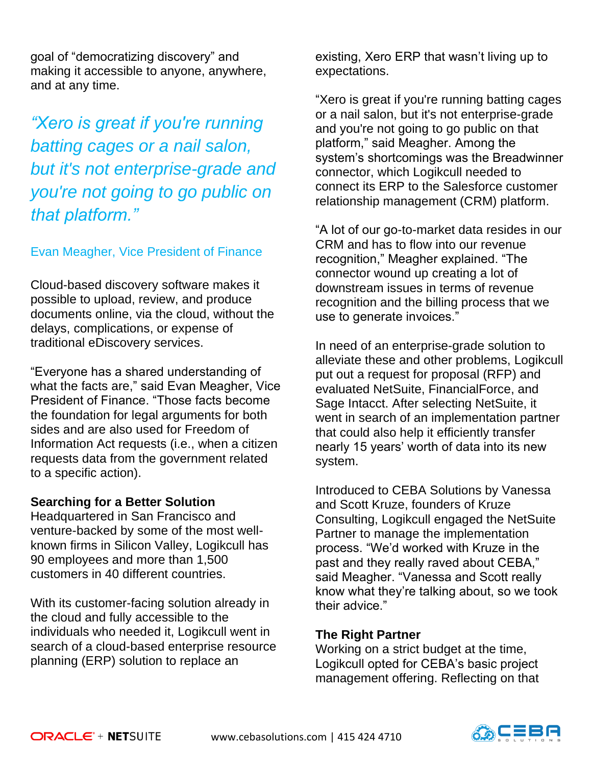goal of "democratizing discovery" and making it accessible to anyone, anywhere, and at any time.

*"Xero is great if you're running batting cages or a nail salon, but it's not enterprise-grade and you're not going to go public on that platform."*

Evan Meagher, Vice President of Finance

Cloud-based discovery software makes it possible to upload, review, and produce documents online, via the cloud, without the delays, complications, or expense of traditional eDiscovery services.

"Everyone has a shared understanding of what the facts are," said Evan Meagher, Vice President of Finance. "Those facts become the foundation for legal arguments for both sides and are also used for Freedom of Information Act requests (i.e., when a citizen requests data from the government related to a specific action).

**Searching for a Better Solution**

Headquartered in San Francisco and venture-backed by some of the most well-known firms in Silicon Valley, Logikcull has 90 employees and more than 1,500 customers in 40 different countries.

With its customer-facing solution already in the cloud and fully accessible to the individuals who needed it, Logikcull went in search of a cloud-based enterprise resource planning (ERP) solution to replace an existing, Xero ERP that wasn't living up to expectations.

"Xero is great if you're running batting cages or a nail salon, but it's not enterprise-grade and you're not going to go public on that platform," said Meagher. Among the system's shortcomings was the Breadwinner connector, which Logikcull needed to connect its ERP to the Salesforce customer relationship management (CRM) platform.

"A lot of our go-to-market data resides in our CRM and has to flow into our revenue recognition," Meagher explained. "The connector wound up creating a lot of downstream issues in terms of revenue recognition and the billing process that we use to generate invoices."

In need of an enterprise-grade solution to alleviate these and other problems, Logikcull put out a request for proposal (RFP) and evaluated NetSuite, FinancialForce, and Sage Intacct. After selecting NetSuite, it went in search of an implementation partner that could also help it efficiently transfer nearly 15 years' worth of data into its new system.

Introduced to CEBA Solutions by Vanessa and Scott Kruze, founders of Kruze Consulting, Logikcull engaged the NetSuite Partner to manage the implementation process. "We'd worked with Kruze in the past and they really raved about CEBA," said Meagher. "Vanessa and Scott really know what they're talking about, so we took their advice."

**The Right Partner**

Working on a strict budget at the time, Logikcull opted for CEBA's basic project management offering. Reflecting on that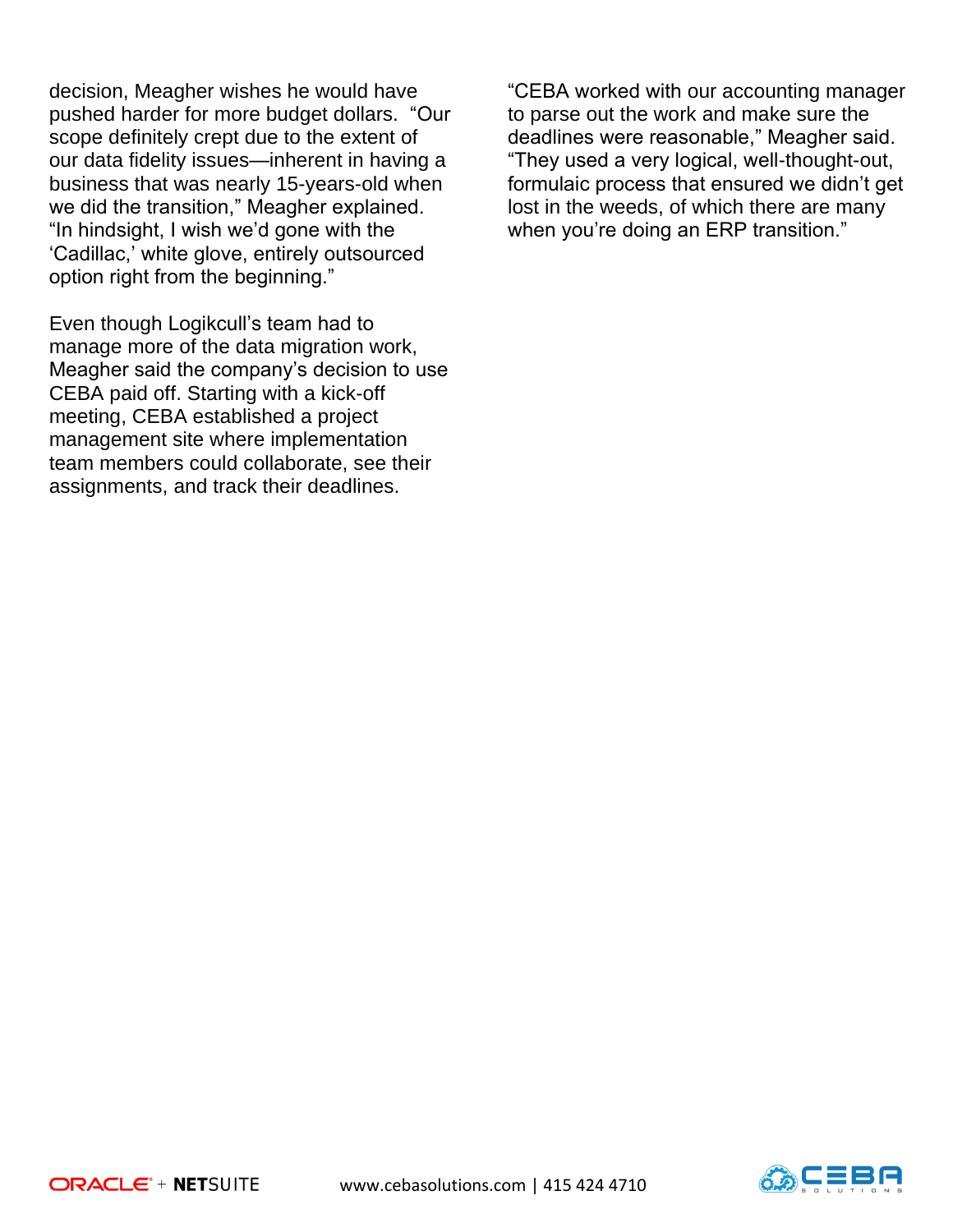decision, Meagher wishes he would have pushed harder for more budget dollars. "Our scope definitely crept due to the extent of our data fidelity issues—inherent in having a business that was nearly 15-years-old when we did the transition," Meagher explained. "In hindsight, I wish we'd gone with the 'Cadillac,' white glove, entirely outsourced option right from the beginning."

Even though Logikcull's team had to manage more of the data migration work, Meagher said the company's decision to use CEBA paid off. Starting with a kick-off meeting, CEBA established a project management site where implementation team members could collaborate, see their assignments, and track their deadlines.

"CEBA worked with our accounting manager to parse out the work and make sure the deadlines were reasonable," Meagher said. "They used a very logical, well-thought-out, formulaic process that ensured we didn't get lost in the weeds, of which there are many when you're doing an ERP transition."